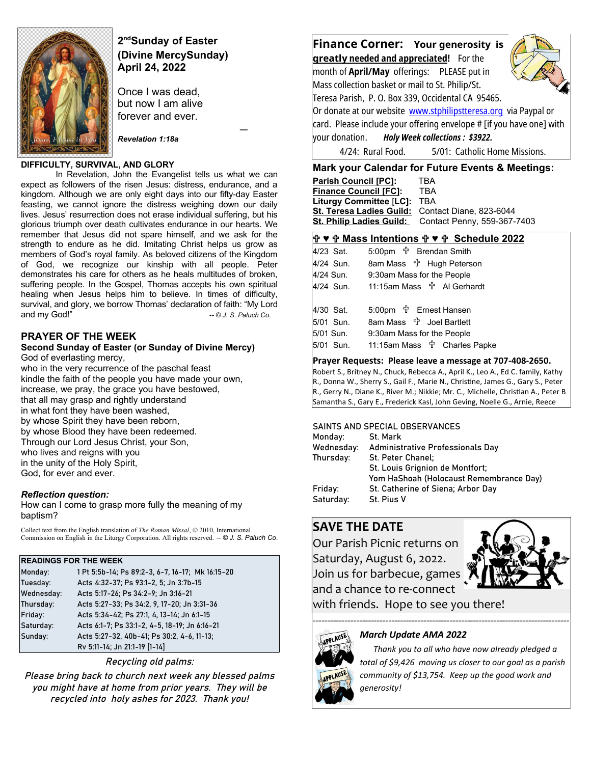## 2nd Sunday of Easter (Divine MercySunday) April 24, 2022

Once I was dead,
but now I am alive
forever and ever.

*Revelation 1:18a*

**DIFFICULTY, SURVIVAL, AND GLORY**

In Revelation, John the Evangelist tells us what we can expect as followers of the risen Jesus: distress, endurance, and a kingdom. Although we are only eight days into our fifty-day Easter feasting, we cannot ignore the distress weighing down our daily lives. Jesus' resurrection does not erase individual suffering, but his glorious triumph over death cultivates endurance in our hearts. We remember that Jesus did not spare himself, and we ask for the strength to endure as he did. Imitating Christ helps us grow as members of God's royal family. As beloved citizens of the Kingdom of God, we recognize our kinship with all people. Peter demonstrates his care for others as he heals multitudes of broken, suffering people. In the Gospel, Thomas accepts his own spiritual healing when Jesus helps him to believe. In times of difficulty, survival, and glory, we borrow Thomas' declaration of faith: "My Lord and my God!" *-- © J. S. Paluch Co.*

## PRAYER OF THE WEEK

**Second Sunday of Easter (or Sunday of Divine Mercy)**

God of everlasting mercy,
who in the very recurrence of the paschal feast
kindle the faith of the people you have made your own,
increase, we pray, the grace you have bestowed,
that all may grasp and rightly understand
in what font they have been washed,
by whose Spirit they have been reborn,
by whose Blood they have been redeemed.
Through our Lord Jesus Christ, your Son,
who lives and reigns with you
in the unity of the Holy Spirit,
God, for ever and ever.

***Reflection question:***
How can I come to grasp more fully the meaning of my baptism?

Collect text from the English translation of *The Roman Missal*, © 2010, International Commission on English in the Liturgy Corporation. All rights reserved. *-- © J. S. Paluch Co.*

**READINGS FOR THE WEEK**

| | |
|---|---|
| Monday: | 1 Pt 5:5b-14; Ps 89:2-3, 6-7, 16-17; Mk 16:15-20 |
| Tuesday: | Acts 4:32-37; Ps 93:1-2, 5; Jn 3:7b-15 |
| Wednesday: | Acts 5:17-26; Ps 34:2-9; Jn 3:16-21 |
| Thursday: | Acts 5:27-33; Ps 34:2, 9, 17-20; Jn 3:31-36 |
| Friday: | Acts 5:34-42; Ps 27:1, 4, 13-14; Jn 6:1-15 |
| Saturday: | Acts 6:1-7; Ps 33:1-2, 4-5, 18-19; Jn 6:16-21 |
| Sunday: | Acts 5:27-32, 40b-41; Ps 30:2, 4-6, 11-13; Rv 5:11-14; Jn 21:1-19 [1-14] |

*Recycling old palms:*

*Please bring back to church next week any blessed palms you might have at home from prior years. They will be recycled into holy ashes for 2023. Thank you!*

## Finance Corner: Your generosity is greatly needed and appreciated!

For the month of **April/May** offerings: PLEASE put in Mass collection basket or mail to St. Philip/St. Teresa Parish, P. O. Box 339, Occidental CA 95465. Or donate at our website www.stphilipstteresa.org via Paypal or card. Please include your offering envelope # [if you have one] with your donation. ***Holy Week collections : $3922.***

4/24: Rural Food. 5/01: Catholic Home Missions.

## Mark your Calendar for Future Events & Meetings:

| | |
|---|---|
| **Parish Council [PC]:** | TBA |
| **Finance Council [FC]:** | TBA |
| **Liturgy Committee [LC]:** | TBA |
| **St. Teresa Ladies Guild:** | Contact Diane, 823-6044 |
| **St. Philip Ladies Guild:** | Contact Penny, 559-367-7403 |

## ✞ ♥ ✞ Mass Intentions ✞ ♥ ✞ Schedule 2022

| | | |
|---|---|---|
| 4/23 Sat. | 5:00pm ✞ | Brendan Smith |
| 4/24 Sun. | 8am Mass ✞ | Hugh Peterson |
| 4/24 Sun. | 9:30am Mass for the People | |
| 4/24 Sun. | 11:15am Mass ✞ | Al Gerhardt |
| 4/30 Sat. | 5:00pm ✞ | Ernest Hansen |
| 5/01 Sun. | 8am Mass ✞ | Joel Bartlett |
| 5/01 Sun. | 9:30am Mass for the People | |
| 5/01 Sun. | 11:15am Mass ✞ | Charles Papke |

**Prayer Requests: Please leave a message at 707-408-2650.**
Robert S., Britney N., Chuck, Rebecca A., April K., Leo A., Ed C. family, Kathy R., Donna W., Sherry S., Gail F., Marie N., Christine, James G., Gary S., Peter R., Gerry N., Diane K., River M.; Nikkie; Mr. C., Michelle, Christian A., Peter B Samantha S., Gary E., Frederick Kasl, John Geving, Noelle G., Arnie, Reece

SAINTS AND SPECIAL OBSERVANCES

| | |
|---|---|
| Monday: | St. Mark |
| Wednesday: | Administrative Professionals Day |
| Thursday: | St. Peter Chanel; St. Louis Grignion de Montfort; Yom HaShoah (Holocaust Remembrance Day) |
| Friday: | St. Catherine of Siena; Arbor Day |
| Saturday: | St. Pius V |

## SAVE THE DATE

Our Parish Picnic returns on Saturday, August 6, 2022. Join us for barbecue, games and a chance to re-connect with friends. Hope to see you there!

***March Update AMA 2022***

*Thank you to all who have now already pledged a total of $9,426 moving us closer to our goal as a parish community of $13,754. Keep up the good work and generosity!*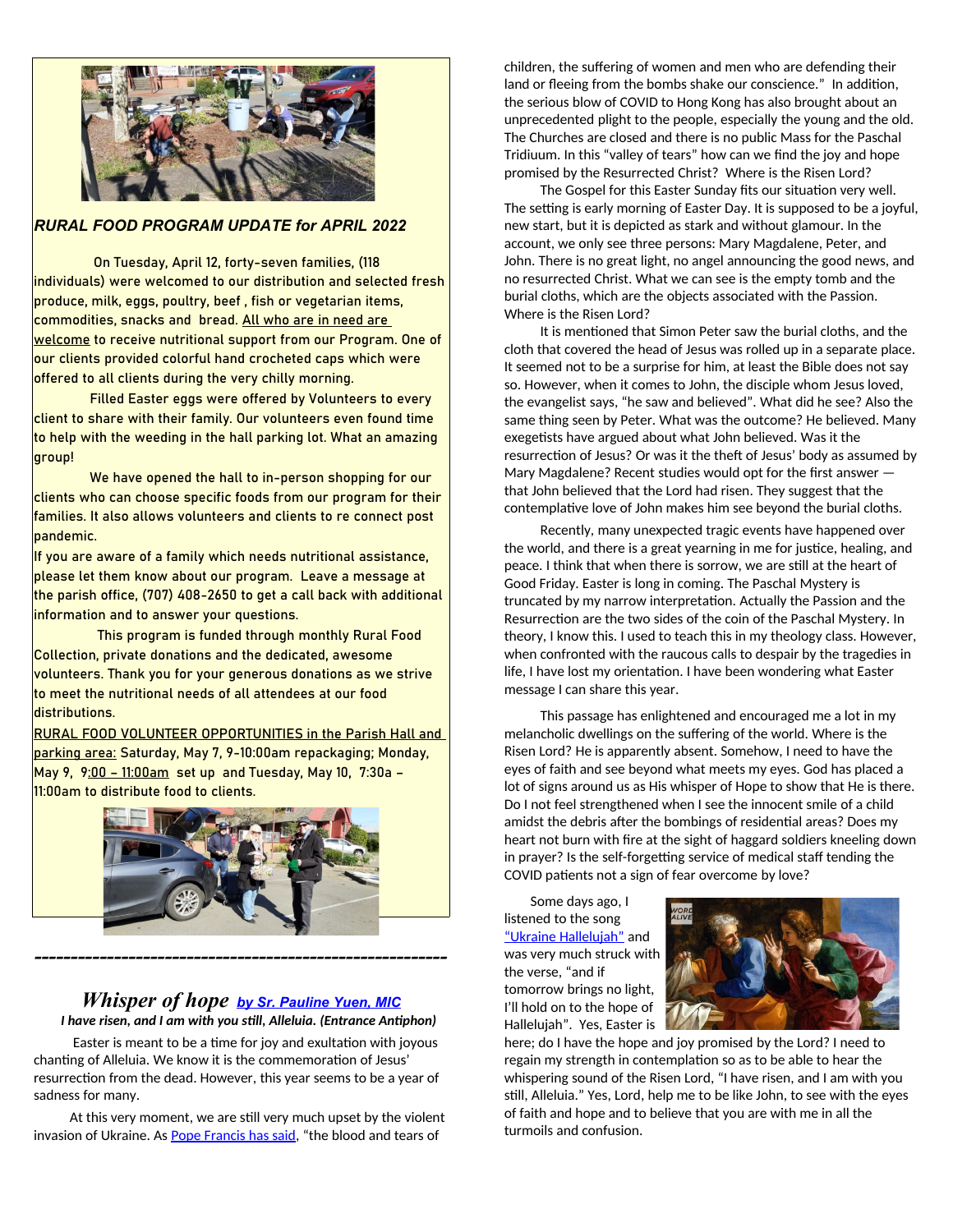## *RURAL FOOD PROGRAM UPDATE for APRIL 2022*

On Tuesday, April 12, forty-seven families, (118 individuals) were welcomed to our distribution and selected fresh produce, milk, eggs, poultry, beef , fish or vegetarian items, commodities, snacks and bread. All who are in need are welcome to receive nutritional support from our Program. One of our clients provided colorful hand crocheted caps which were offered to all clients during the very chilly morning.

Filled Easter eggs were offered by Volunteers to every client to share with their family. Our volunteers even found time to help with the weeding in the hall parking lot. What an amazing group!

We have opened the hall to in-person shopping for our clients who can choose specific foods from our program for their families. It also allows volunteers and clients to re connect post pandemic.

If you are aware of a family which needs nutritional assistance, please let them know about our program. Leave a message at the parish office, (707) 408-2650 to get a call back with additional information and to answer your questions.

This program is funded through monthly Rural Food Collection, private donations and the dedicated, awesome volunteers. Thank you for your generous donations as we strive to meet the nutritional needs of all attendees at our food distributions.

RURAL FOOD VOLUNTEER OPPORTUNITIES in the Parish Hall and parking area: Saturday, May 7, 9-10:00am repackaging; Monday, May 9, 9:00 – 11:00am set up and Tuesday, May 10, 7:30a – 11:00am to distribute food to clients.

---

## *Whisper of hope* by Sr. Pauline Yuen, MIC

***I have risen, and I am with you still, Alleluia. (Entrance Antiphon)***

Easter is meant to be a time for joy and exultation with joyous chanting of Alleluia. We know it is the commemoration of Jesus' resurrection from the dead. However, this year seems to be a year of sadness for many.

At this very moment, we are still very much upset by the violent invasion of Ukraine. As Pope Francis has said, "the blood and tears of children, the suffering of women and men who are defending their land or fleeing from the bombs shake our conscience." In addition, the serious blow of COVID to Hong Kong has also brought about an unprecedented plight to the people, especially the young and the old. The Churches are closed and there is no public Mass for the Paschal Tridiuum. In this "valley of tears" how can we find the joy and hope promised by the Resurrected Christ? Where is the Risen Lord?

The Gospel for this Easter Sunday fits our situation very well. The setting is early morning of Easter Day. It is supposed to be a joyful, new start, but it is depicted as stark and without glamour. In the account, we only see three persons: Mary Magdalene, Peter, and John. There is no great light, no angel announcing the good news, and no resurrected Christ. What we can see is the empty tomb and the burial cloths, which are the objects associated with the Passion. Where is the Risen Lord?

It is mentioned that Simon Peter saw the burial cloths, and the cloth that covered the head of Jesus was rolled up in a separate place. It seemed not to be a surprise for him, at least the Bible does not say so. However, when it comes to John, the disciple whom Jesus loved, the evangelist says, "he saw and believed". What did he see? Also the same thing seen by Peter. What was the outcome? He believed. Many exegetists have argued about what John believed. Was it the resurrection of Jesus? Or was it the theft of Jesus' body as assumed by Mary Magdalene? Recent studies would opt for the first answer — that John believed that the Lord had risen. They suggest that the contemplative love of John makes him see beyond the burial cloths.

Recently, many unexpected tragic events have happened over the world, and there is a great yearning in me for justice, healing, and peace. I think that when there is sorrow, we are still at the heart of Good Friday. Easter is long in coming. The Paschal Mystery is truncated by my narrow interpretation. Actually the Passion and the Resurrection are the two sides of the coin of the Paschal Mystery. In theory, I know this. I used to teach this in my theology class. However, when confronted with the raucous calls to despair by the tragedies in life, I have lost my orientation. I have been wondering what Easter message I can share this year.

This passage has enlightened and encouraged me a lot in my melancholic dwellings on the suffering of the world. Where is the Risen Lord? He is apparently absent. Somehow, I need to have the eyes of faith and see beyond what meets my eyes. God has placed a lot of signs around us as His whisper of Hope to show that He is there. Do I not feel strengthened when I see the innocent smile of a child amidst the debris after the bombings of residential areas? Does my heart not burn with fire at the sight of haggard soldiers kneeling down in prayer? Is the self-forgetting service of medical staff tending the COVID patients not a sign of fear overcome by love?

Some days ago, I listened to the song "Ukraine Hallelujah" and was very much struck with the verse, "and if tomorrow brings no light, I'll hold on to the hope of Hallelujah". Yes, Easter is here; do I have the hope and joy promised by the Lord? I need to regain my strength in contemplation so as to be able to hear the whispering sound of the Risen Lord, "I have risen, and I am with you still, Alleluia." Yes, Lord, help me to be like John, to see with the eyes of faith and hope and to believe that you are with me in all the turmoils and confusion.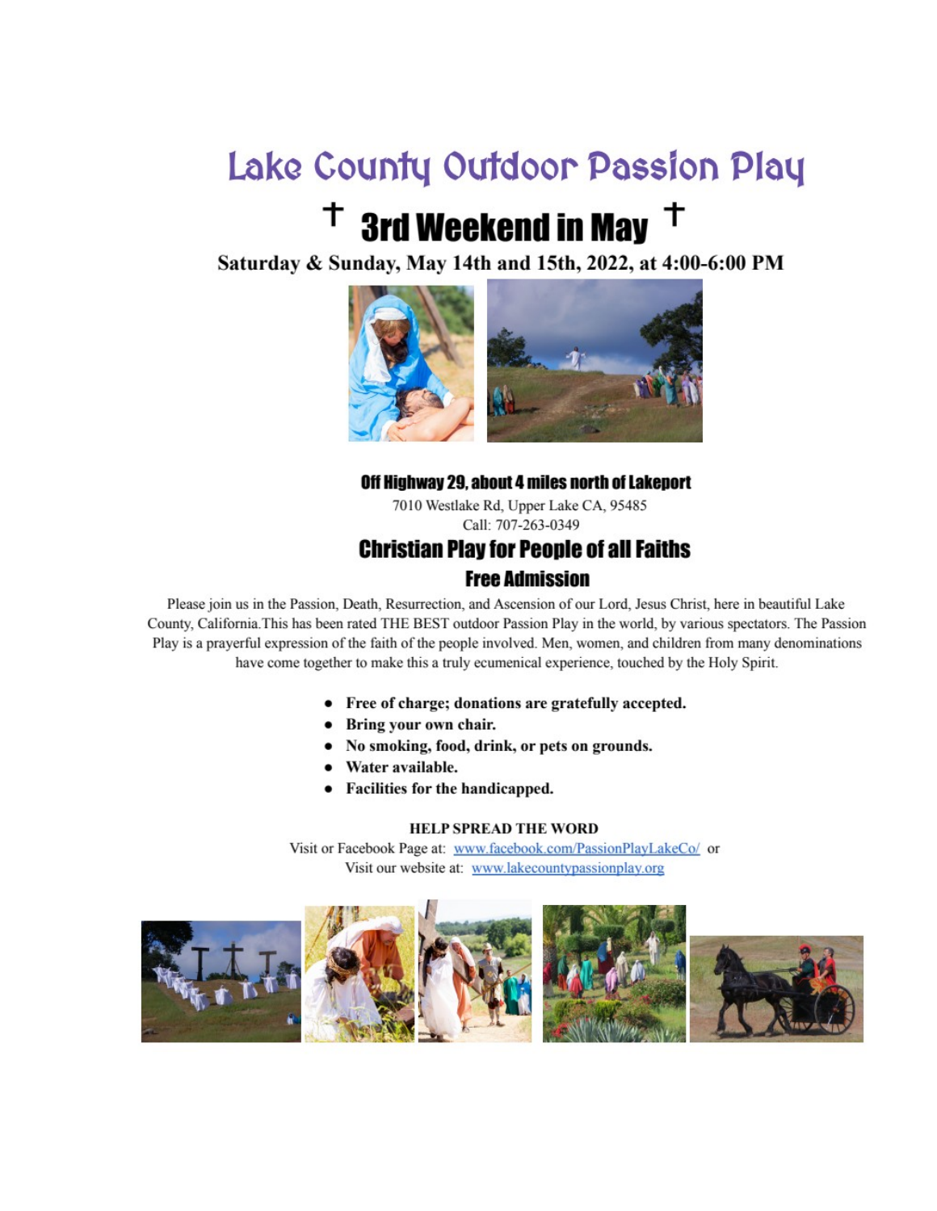# Lake County Outdoor Passion Play

## † 3rd Weekend in May †

**Saturday & Sunday, May 14th and 15th, 2022, at 4:00-6:00 PM**

### Off Highway 29, about 4 miles north of Lakeport

7010 Westlake Rd, Upper Lake CA, 95485
Call: 707-263-0349

## Christian Play for People of all Faiths

### Free Admission

Please join us in the Passion, Death, Resurrection, and Ascension of our Lord, Jesus Christ, here in beautiful Lake County, California.This has been rated THE BEST outdoor Passion Play in the world, by various spectators. The Passion Play is a prayerful expression of the faith of the people involved. Men, women, and children from many denominations have come together to make this a truly ecumenical experience, touched by the Holy Spirit.

- **Free of charge; donations are gratefully accepted.**
- **Bring your own chair.**
- **No smoking, food, drink, or pets on grounds.**
- **Water available.**
- **Facilities for the handicapped.**

**HELP SPREAD THE WORD**

Visit or Facebook Page at: www.facebook.com/PassionPlayLakeCo/ or
Visit our website at: www.lakecountypassionplay.org